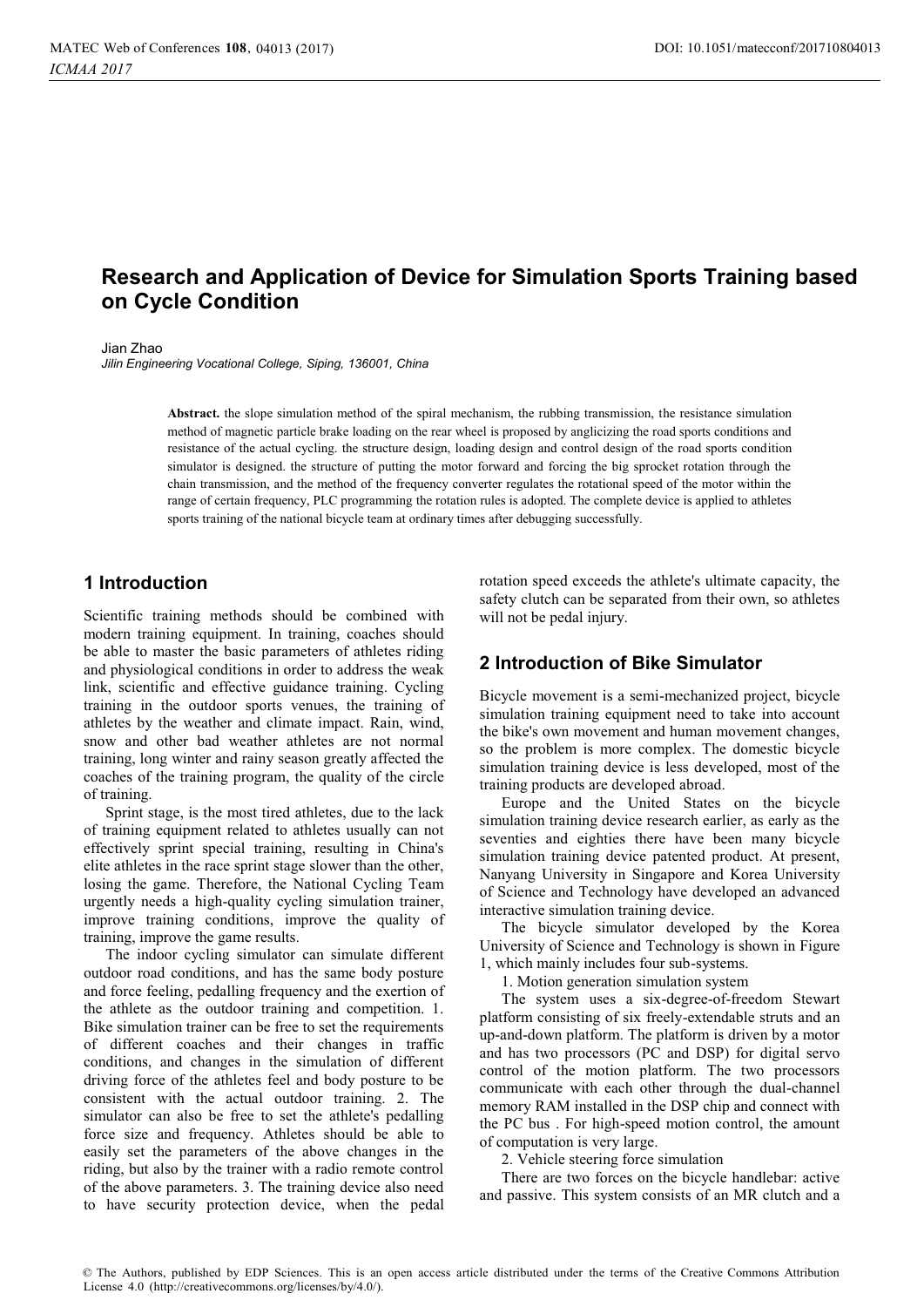# Research and Application of Device for Simulation Sports Training based on Cycle Condition

Jian Zhao

*Jilin Engineering Vocational College, Siping, 136001, China*

**Abstract.** the slope simulation method of the spiral mechanism, the rubbing transmission, the resistance simulation method of magnetic particle brake loading on the rear wheel is proposed by anglicizing the road sports conditions and resistance of the actual cycling. the structure design, loading design and control design of the road sports condition simulator is designed. the structure of putting the motor forward and forcing the big sprocket rotation through the chain transmission, and the method of the frequency converter regulates the rotational speed of the motor within the range of certain frequency, PLC programming the rotation rules is adopted. The complete device is applied to athletes sports training of the national bicycle team at ordinary times after debugging successfully.

## 1 Introduction

Scientific training methods should be combined with modern training equipment. In training, coaches should be able to master the basic parameters of athletes riding and physiological conditions in order to address the weak link, scientific and effective guidance training. Cycling training in the outdoor sports venues, the training of athletes by the weather and climate impact. Rain, wind, snow and other bad weather athletes are not normal training, long winter and rainy season greatly affected the coaches of the training program, the quality of the circle of training.

Sprint stage, is the most tired athletes, due to the lack of training equipment related to athletes usually can not effectively sprint special training, resulting in China's elite athletes in the race sprint stage slower than the other, losing the game. Therefore, the National Cycling Team urgently needs a high-quality cycling simulation trainer, improve training conditions, improve the quality of training, improve the game results.

The indoor cycling simulator can simulate different outdoor road conditions, and has the same body posture and force feeling, pedalling frequency and the exertion of the athlete as the outdoor training and competition. 1. Bike simulation trainer can be free to set the requirements of different coaches and their changes in traffic conditions, and changes in the simulation of different driving force of the athletes feel and body posture to be consistent with the actual outdoor training. 2. The simulator can also be free to set the athlete's pedalling force size and frequency. Athletes should be able to easily set the parameters of the above changes in the riding, but also by the trainer with a radio remote control of the above parameters. 3. The training device also need to have security protection device, when the pedal rotation speed exceeds the athlete's ultimate capacity, the safety clutch can be separated from their own, so athletes will not be pedal injury.

## 2 Introduction of Bike Simulator

Bicycle movement is a semi-mechanized project, bicycle simulation training equipment need to take into account the bike's own movement and human movement changes, so the problem is more complex. The domestic bicycle simulation training device is less developed, most of the training products are developed abroad.

Europe and the United States on the bicycle simulation training device research earlier, as early as the seventies and eighties there have been many bicycle simulation training device patented product. At present, Nanyang University in Singapore and Korea University of Science and Technology have developed an advanced interactive simulation training device.

The bicycle simulator developed by the Korea University of Science and Technology is shown in Figure 1, which mainly includes four sub-systems.

1. Motion generation simulation system

The system uses a six-degree-of-freedom Stewart platform consisting of six freely-extendable struts and an up-and-down platform. The platform is driven by a motor and has two processors (PC and DSP) for digital servo control of the motion platform. The two processors communicate with each other through the dual-channel memory RAM installed in the DSP chip and connect with the PC bus . For high-speed motion control, the amount of computation is very large.

2. Vehicle steering force simulation

There are two forces on the bicycle handlebar: active and passive. This system consists of an MR clutch and a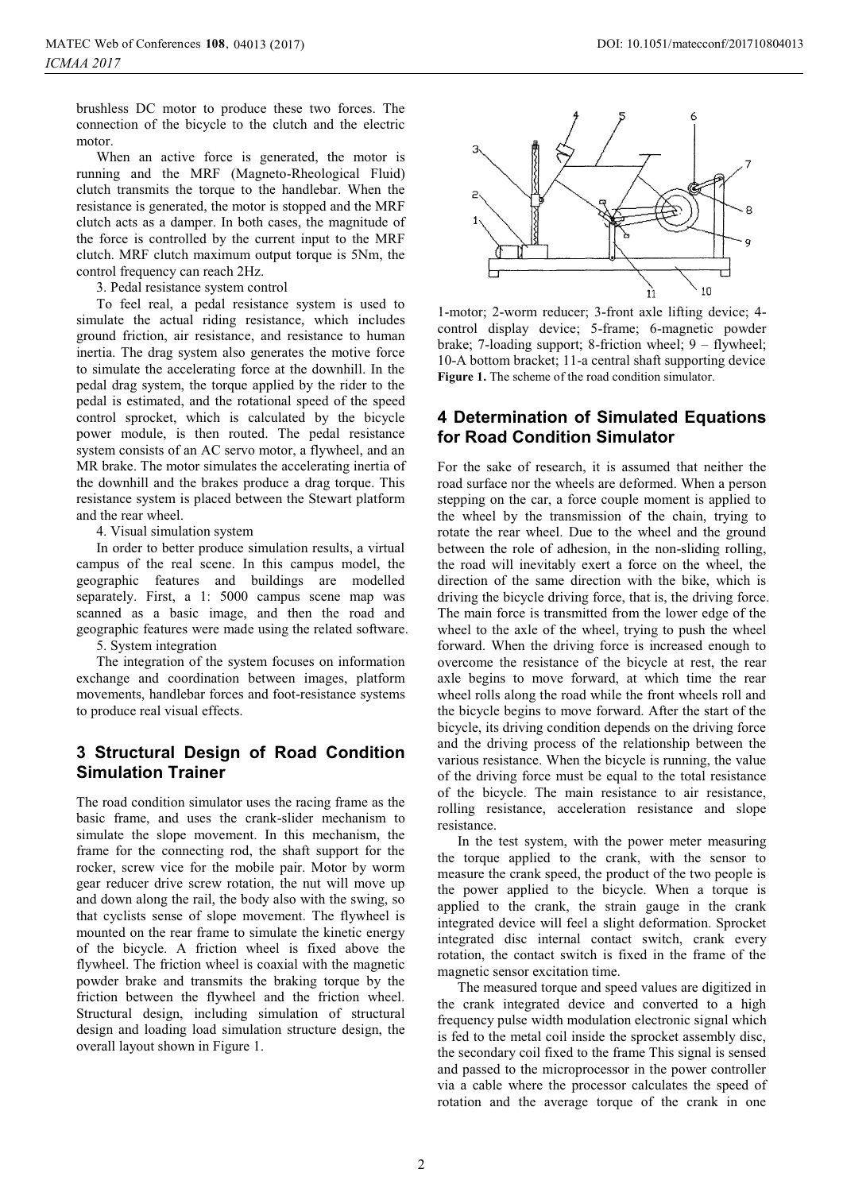brushless DC motor to produce these two forces. The connection of the bicycle to the clutch and the electric motor.

When an active force is generated, the motor is running and the MRF (Magneto-Rheological Fluid) clutch transmits the torque to the handlebar. When the resistance is generated, the motor is stopped and the MRF clutch acts as a damper. In both cases, the magnitude of the force is controlled by the current input to the MRF clutch. MRF clutch maximum output torque is 5Nm, the control frequency can reach 2Hz.

3. Pedal resistance system control

To feel real, a pedal resistance system is used to simulate the actual riding resistance, which includes ground friction, air resistance, and resistance to human inertia. The drag system also generates the motive force to simulate the accelerating force at the downhill. In the pedal drag system, the torque applied by the rider to the pedal is estimated, and the rotational speed of the speed control sprocket, which is calculated by the bicycle power module, is then routed. The pedal resistance system consists of an AC servo motor, a flywheel, and an MR brake. The motor simulates the accelerating inertia of the downhill and the brakes produce a drag torque. This resistance system is placed between the Stewart platform and the rear wheel.

4. Visual simulation system

In order to better produce simulation results, a virtual campus of the real scene. In this campus model, the geographic features and buildings are modelled separately. First, a 1: 5000 campus scene map was scanned as a basic image, and then the road and geographic features were made using the related software.

5. System integration

The integration of the system focuses on information exchange and coordination between images, platform movements, handlebar forces and foot-resistance systems to produce real visual effects.

## 3 Structural Design of Road Condition Simulation Trainer

The road condition simulator uses the racing frame as the basic frame, and uses the crank-slider mechanism to simulate the slope movement. In this mechanism, the frame for the connecting rod, the shaft support for the rocker, screw vice for the mobile pair. Motor by worm gear reducer drive screw rotation, the nut will move up and down along the rail, the body also with the swing, so that cyclists sense of slope movement. The flywheel is mounted on the rear frame to simulate the kinetic energy of the bicycle. A friction wheel is fixed above the flywheel. The friction wheel is coaxial with the magnetic powder brake and transmits the braking torque by the friction between the flywheel and the friction wheel. Structural design, including simulation of structural design and loading load simulation structure design, the overall layout shown in Figure 1.

1-motor; 2-worm reducer; 3-front axle lifting device; 4-control display device; 5-frame; 6-magnetic powder brake; 7-loading support; 8-friction wheel; 9 – flywheel; 10-A bottom bracket; 11-a central shaft supporting device

**Figure 1.** The scheme of the road condition simulator.

## 4 Determination of Simulated Equations for Road Condition Simulator

For the sake of research, it is assumed that neither the road surface nor the wheels are deformed. When a person stepping on the car, a force couple moment is applied to the wheel by the transmission of the chain, trying to rotate the rear wheel. Due to the wheel and the ground between the role of adhesion, in the non-sliding rolling, the road will inevitably exert a force on the wheel, the direction of the same direction with the bike, which is driving the bicycle driving force, that is, the driving force. The main force is transmitted from the lower edge of the wheel to the axle of the wheel, trying to push the wheel forward. When the driving force is increased enough to overcome the resistance of the bicycle at rest, the rear axle begins to move forward, at which time the rear wheel rolls along the road while the front wheels roll and the bicycle begins to move forward. After the start of the bicycle, its driving condition depends on the driving force and the driving process of the relationship between the various resistance. When the bicycle is running, the value of the driving force must be equal to the total resistance of the bicycle. The main resistance to air resistance, rolling resistance, acceleration resistance and slope resistance.

In the test system, with the power meter measuring the torque applied to the crank, with the sensor to measure the crank speed, the product of the two people is the power applied to the bicycle. When a torque is applied to the crank, the strain gauge in the crank integrated device will feel a slight deformation. Sprocket integrated disc internal contact switch, crank every rotation, the contact switch is fixed in the frame of the magnetic sensor excitation time.

The measured torque and speed values are digitized in the crank integrated device and converted to a high frequency pulse width modulation electronic signal which is fed to the metal coil inside the sprocket assembly disc, the secondary coil fixed to the frame This signal is sensed and passed to the microprocessor in the power controller via a cable where the processor calculates the speed of rotation and the average torque of the crank in one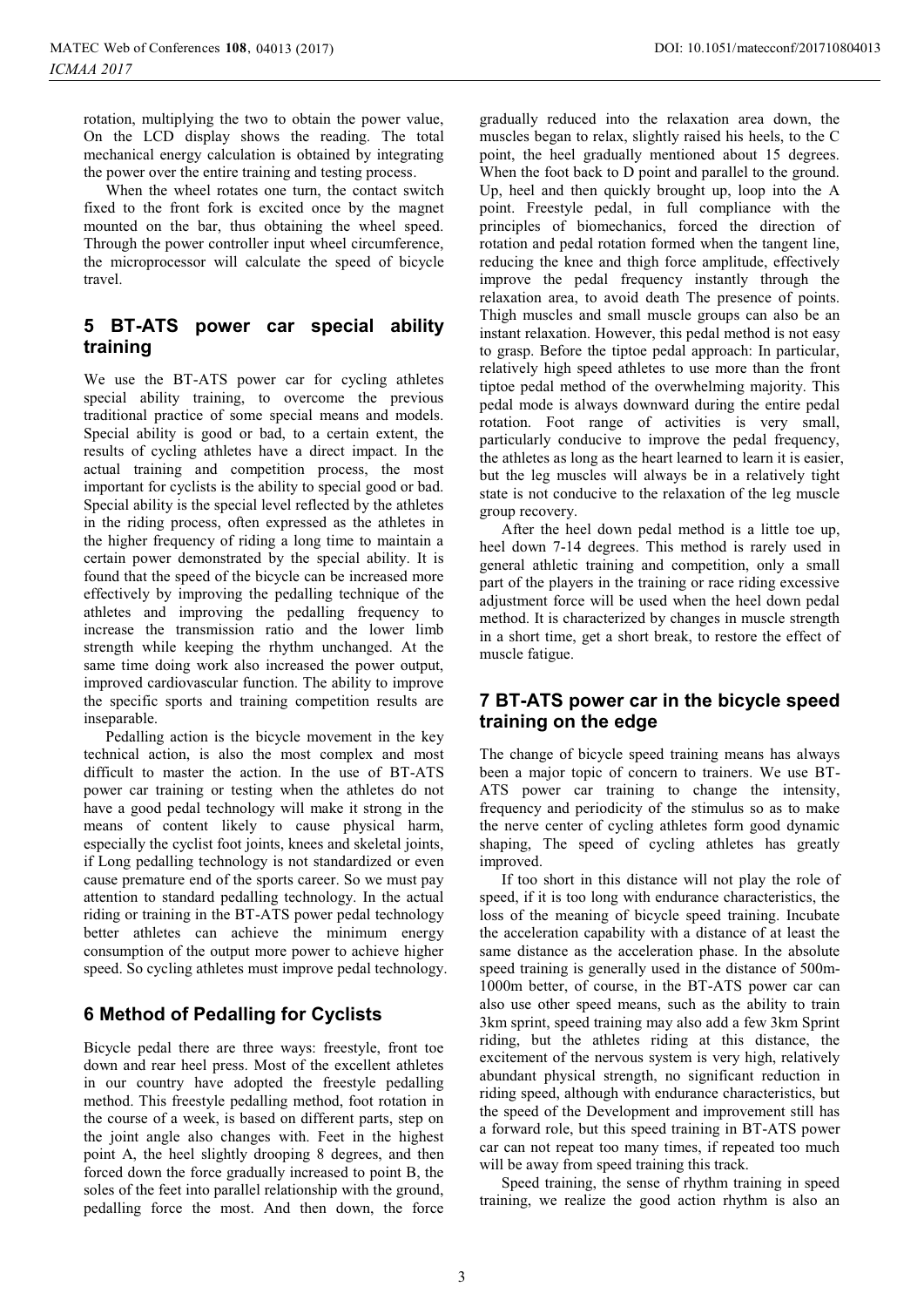rotation, multiplying the two to obtain the power value, On the LCD display shows the reading. The total mechanical energy calculation is obtained by integrating the power over the entire training and testing process.

When the wheel rotates one turn, the contact switch fixed to the front fork is excited once by the magnet mounted on the bar, thus obtaining the wheel speed. Through the power controller input wheel circumference, the microprocessor will calculate the speed of bicycle travel.

## 5 BT-ATS power car special ability training

We use the BT-ATS power car for cycling athletes special ability training, to overcome the previous traditional practice of some special means and models. Special ability is good or bad, to a certain extent, the results of cycling athletes have a direct impact. In the actual training and competition process, the most important for cyclists is the ability to special good or bad. Special ability is the special level reflected by the athletes in the riding process, often expressed as the athletes in the higher frequency of riding a long time to maintain a certain power demonstrated by the special ability. It is found that the speed of the bicycle can be increased more effectively by improving the pedalling technique of the athletes and improving the pedalling frequency to increase the transmission ratio and the lower limb strength while keeping the rhythm unchanged. At the same time doing work also increased the power output, improved cardiovascular function. The ability to improve the specific sports and training competition results are inseparable.

Pedalling action is the bicycle movement in the key technical action, is also the most complex and most difficult to master the action. In the use of BT-ATS power car training or testing when the athletes do not have a good pedal technology will make it strong in the means of content likely to cause physical harm, especially the cyclist foot joints, knees and skeletal joints, if Long pedalling technology is not standardized or even cause premature end of the sports career. So we must pay attention to standard pedalling technology. In the actual riding or training in the BT-ATS power pedal technology better athletes can achieve the minimum energy consumption of the output more power to achieve higher speed. So cycling athletes must improve pedal technology.

## 6 Method of Pedalling for Cyclists

Bicycle pedal there are three ways: freestyle, front toe down and rear heel press. Most of the excellent athletes in our country have adopted the freestyle pedalling method. This freestyle pedalling method, foot rotation in the course of a week, is based on different parts, step on the joint angle also changes with. Feet in the highest point A, the heel slightly drooping 8 degrees, and then forced down the force gradually increased to point B, the soles of the feet into parallel relationship with the ground, pedalling force the most. And then down, the force gradually reduced into the relaxation area down, the muscles began to relax, slightly raised his heels, to the C point, the heel gradually mentioned about 15 degrees. When the foot back to D point and parallel to the ground. Up, heel and then quickly brought up, loop into the A point. Freestyle pedal, in full compliance with the principles of biomechanics, forced the direction of rotation and pedal rotation formed when the tangent line, reducing the knee and thigh force amplitude, effectively improve the pedal frequency instantly through the relaxation area, to avoid death The presence of points. Thigh muscles and small muscle groups can also be an instant relaxation. However, this pedal method is not easy to grasp. Before the tiptoe pedal approach: In particular, relatively high speed athletes to use more than the front tiptoe pedal method of the overwhelming majority. This pedal mode is always downward during the entire pedal rotation. Foot range of activities is very small, particularly conducive to improve the pedal frequency, the athletes as long as the heart learned to learn it is easier, but the leg muscles will always be in a relatively tight state is not conducive to the relaxation of the leg muscle group recovery.

After the heel down pedal method is a little toe up, heel down 7-14 degrees. This method is rarely used in general athletic training and competition, only a small part of the players in the training or race riding excessive adjustment force will be used when the heel down pedal method. It is characterized by changes in muscle strength in a short time, get a short break, to restore the effect of muscle fatigue.

## 7 BT-ATS power car in the bicycle speed training on the edge

The change of bicycle speed training means has always been a major topic of concern to trainers. We use BT-ATS power car training to change the intensity, frequency and periodicity of the stimulus so as to make the nerve center of cycling athletes form good dynamic shaping, The speed of cycling athletes has greatly improved.

If too short in this distance will not play the role of speed, if it is too long with endurance characteristics, the loss of the meaning of bicycle speed training. Incubate the acceleration capability with a distance of at least the same distance as the acceleration phase. In the absolute speed training is generally used in the distance of 500m-1000m better, of course, in the BT-ATS power car can also use other speed means, such as the ability to train 3km sprint, speed training may also add a few 3km Sprint riding, but the athletes riding at this distance, the excitement of the nervous system is very high, relatively abundant physical strength, no significant reduction in riding speed, although with endurance characteristics, but the speed of the Development and improvement still has a forward role, but this speed training in BT-ATS power car can not repeat too many times, if repeated too much will be away from speed training this track.

Speed training, the sense of rhythm training in speed training, we realize the good action rhythm is also an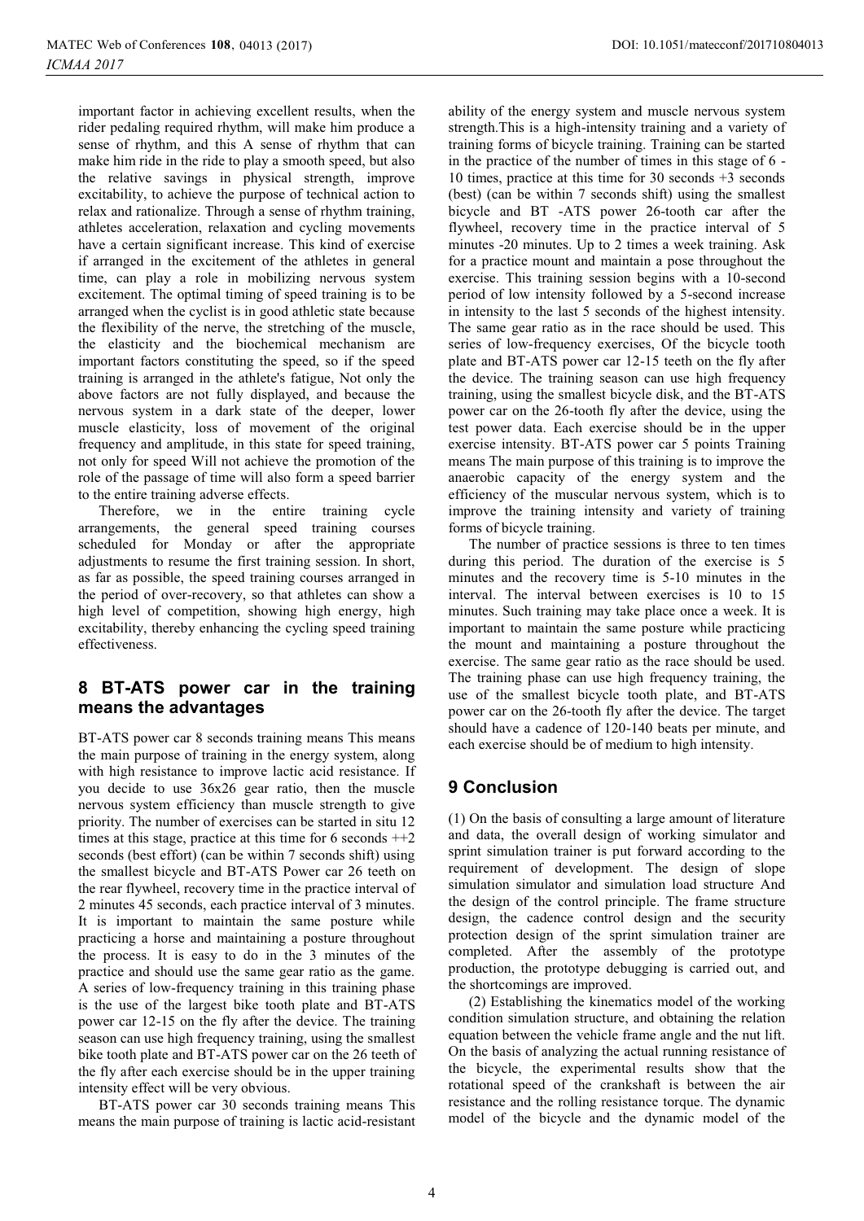important factor in achieving excellent results, when the rider pedaling required rhythm, will make him produce a sense of rhythm, and this A sense of rhythm that can make him ride in the ride to play a smooth speed, but also the relative savings in physical strength, improve excitability, to achieve the purpose of technical action to relax and rationalize. Through a sense of rhythm training, athletes acceleration, relaxation and cycling movements have a certain significant increase. This kind of exercise if arranged in the excitement of the athletes in general time, can play a role in mobilizing nervous system excitement. The optimal timing of speed training is to be arranged when the cyclist is in good athletic state because the flexibility of the nerve, the stretching of the muscle, the elasticity and the biochemical mechanism are important factors constituting the speed, so if the speed training is arranged in the athlete's fatigue, Not only the above factors are not fully displayed, and because the nervous system in a dark state of the deeper, lower muscle elasticity, loss of movement of the original frequency and amplitude, in this state for speed training, not only for speed Will not achieve the promotion of the role of the passage of time will also form a speed barrier to the entire training adverse effects.

Therefore, we in the entire training cycle arrangements, the general speed training courses scheduled for Monday or after the appropriate adjustments to resume the first training session. In short, as far as possible, the speed training courses arranged in the period of over-recovery, so that athletes can show a high level of competition, showing high energy, high excitability, thereby enhancing the cycling speed training effectiveness.

## 8 BT-ATS power car in the training means the advantages

BT-ATS power car 8 seconds training means This means the main purpose of training in the energy system, along with high resistance to improve lactic acid resistance. If you decide to use 36x26 gear ratio, then the muscle nervous system efficiency than muscle strength to give priority. The number of exercises can be started in situ 12 times at this stage, practice at this time for 6 seconds ++2 seconds (best effort) (can be within 7 seconds shift) using the smallest bicycle and BT-ATS Power car 26 teeth on the rear flywheel, recovery time in the practice interval of 2 minutes 45 seconds, each practice interval of 3 minutes. It is important to maintain the same posture while practicing a horse and maintaining a posture throughout the process. It is easy to do in the 3 minutes of the practice and should use the same gear ratio as the game. A series of low-frequency training in this training phase is the use of the largest bike tooth plate and BT-ATS power car 12-15 on the fly after the device. The training season can use high frequency training, using the smallest bike tooth plate and BT-ATS power car on the 26 teeth of the fly after each exercise should be in the upper training intensity effect will be very obvious.

BT-ATS power car 30 seconds training means This means the main purpose of training is lactic acid-resistant ability of the energy system and muscle nervous system strength.This is a high-intensity training and a variety of training forms of bicycle training. Training can be started in the practice of the number of times in this stage of 6 - 10 times, practice at this time for 30 seconds +3 seconds (best) (can be within 7 seconds shift) using the smallest bicycle and BT -ATS power 26-tooth car after the flywheel, recovery time in the practice interval of 5 minutes -20 minutes. Up to 2 times a week training. Ask for a practice mount and maintain a pose throughout the exercise. This training session begins with a 10-second period of low intensity followed by a 5-second increase in intensity to the last 5 seconds of the highest intensity. The same gear ratio as in the race should be used. This series of low-frequency exercises, Of the bicycle tooth plate and BT-ATS power car 12-15 teeth on the fly after the device. The training season can use high frequency training, using the smallest bicycle disk, and the BT-ATS power car on the 26-tooth fly after the device, using the test power data. Each exercise should be in the upper exercise intensity. BT-ATS power car 5 points Training means The main purpose of this training is to improve the anaerobic capacity of the energy system and the efficiency of the muscular nervous system, which is to improve the training intensity and variety of training forms of bicycle training.

The number of practice sessions is three to ten times during this period. The duration of the exercise is 5 minutes and the recovery time is 5-10 minutes in the interval. The interval between exercises is 10 to 15 minutes. Such training may take place once a week. It is important to maintain the same posture while practicing the mount and maintaining a posture throughout the exercise. The same gear ratio as the race should be used. The training phase can use high frequency training, the use of the smallest bicycle tooth plate, and BT-ATS power car on the 26-tooth fly after the device. The target should have a cadence of 120-140 beats per minute, and each exercise should be of medium to high intensity.

## 9 Conclusion

(1) On the basis of consulting a large amount of literature and data, the overall design of working simulator and sprint simulation trainer is put forward according to the requirement of development. The design of slope simulation simulator and simulation load structure And the design of the control principle. The frame structure design, the cadence control design and the security protection design of the sprint simulation trainer are completed. After the assembly of the prototype production, the prototype debugging is carried out, and the shortcomings are improved.

(2) Establishing the kinematics model of the working condition simulation structure, and obtaining the relation equation between the vehicle frame angle and the nut lift. On the basis of analyzing the actual running resistance of the bicycle, the experimental results show that the rotational speed of the crankshaft is between the air resistance and the rolling resistance torque. The dynamic model of the bicycle and the dynamic model of the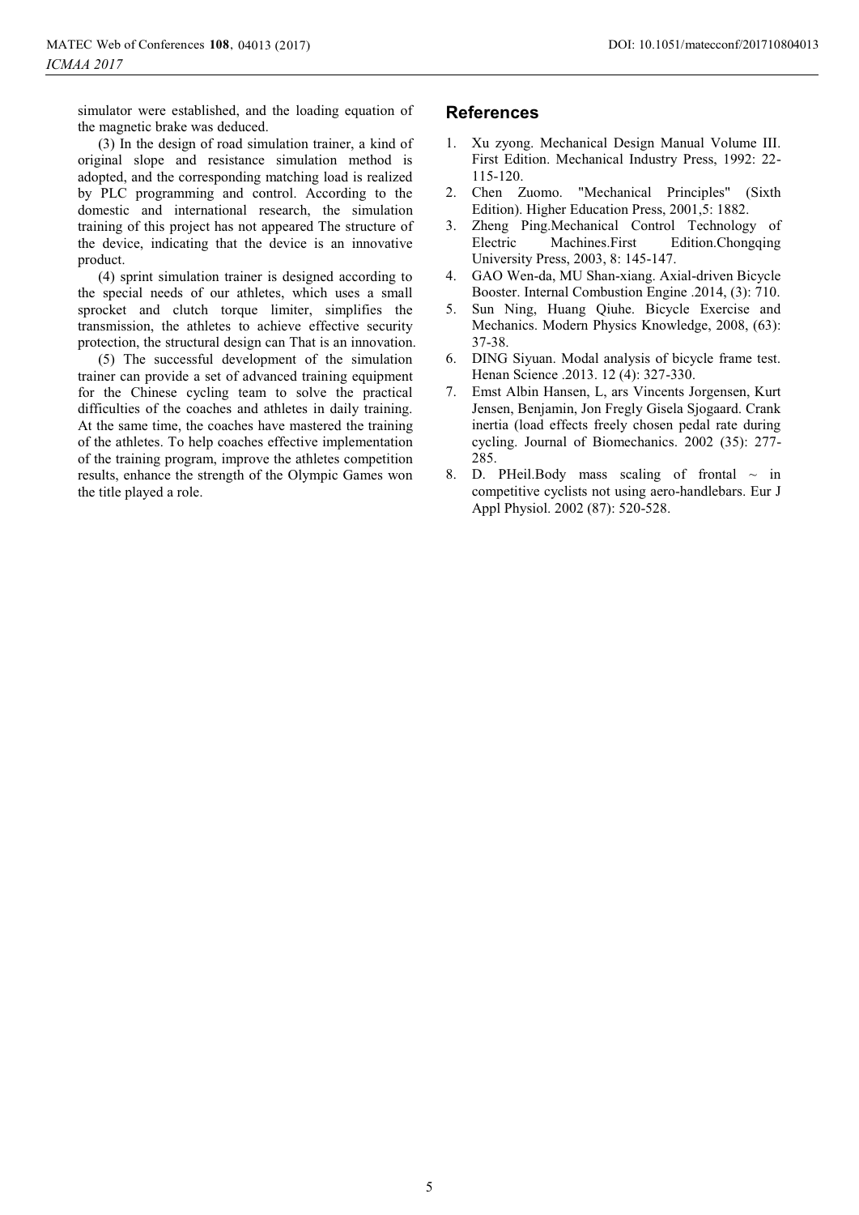simulator were established, and the loading equation of the magnetic brake was deduced.

(3) In the design of road simulation trainer, a kind of original slope and resistance simulation method is adopted, and the corresponding matching load is realized by PLC programming and control. According to the domestic and international research, the simulation training of this project has not appeared The structure of the device, indicating that the device is an innovative product.

(4) sprint simulation trainer is designed according to the special needs of our athletes, which uses a small sprocket and clutch torque limiter, simplifies the transmission, the athletes to achieve effective security protection, the structural design can That is an innovation.

(5) The successful development of the simulation trainer can provide a set of advanced training equipment for the Chinese cycling team to solve the practical difficulties of the coaches and athletes in daily training. At the same time, the coaches have mastered the training of the athletes. To help coaches effective implementation of the training program, improve the athletes competition results, enhance the strength of the Olympic Games won the title played a role.

## References

1. Xu zyong. Mechanical Design Manual Volume III. First Edition. Mechanical Industry Press, 1992: 22-115-120.
2. Chen Zuomo. "Mechanical Principles" (Sixth Edition). Higher Education Press, 2001,5: 1882.
3. Zheng Ping.Mechanical Control Technology of Electric Machines.First Edition.Chongqing University Press, 2003, 8: 145-147.
4. GAO Wen-da, MU Shan-xiang. Axial-driven Bicycle Booster. Internal Combustion Engine .2014, (3): 710.
5. Sun Ning, Huang Qiuhe. Bicycle Exercise and Mechanics. Modern Physics Knowledge, 2008, (63): 37-38.
6. DING Siyuan. Modal analysis of bicycle frame test. Henan Science .2013. 12 (4): 327-330.
7. Emst Albin Hansen, L, ars Vincents Jorgensen, Kurt Jensen, Benjamin, Jon Fregly Gisela Sjogaard. Crank inertia (load effects freely chosen pedal rate during cycling. Journal of Biomechanics. 2002 (35): 277-285.
8. D. PHeil.Body mass scaling of frontal ~ in competitive cyclists not using aero-handlebars. Eur J Appl Physiol. 2002 (87): 520-528.